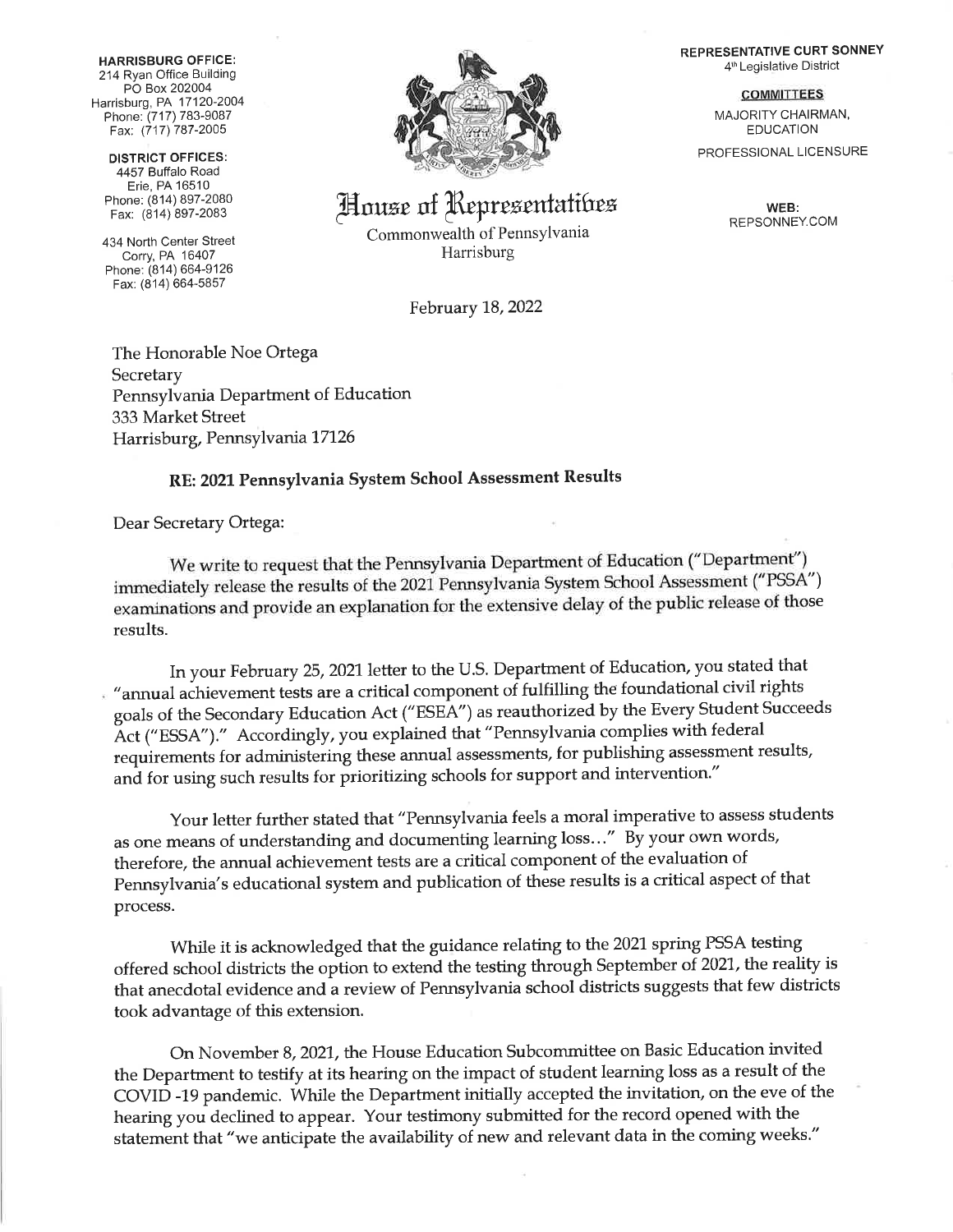**HARRISBURG OFFICE:**
214 Ryan Office Building
PO Box 202004
Harrisburg, PA 17120-2004
Phone: (717) 783-9087
Fax: (717) 787-2005

**DISTRICT OFFICES:**
4457 Buffalo Road
Erie, PA 16510
Phone: (814) 897-2080
Fax: (814) 897-2083

434 North Center Street
Corry, PA 16407
Phone: (814) 664-9126
Fax: (814) 664-5857

# House of Representatives

Commonwealth of Pennsylvania
Harrisburg

**REPRESENTATIVE CURT SONNEY**
4th Legislative District

**COMMITTEES**
MAJORITY CHAIRMAN, EDUCATION
PROFESSIONAL LICENSURE

**WEB:**
REPSONNEY.COM

February 18, 2022

The Honorable Noe Ortega
Secretary
Pennsylvania Department of Education
333 Market Street
Harrisburg, Pennsylvania 17126

**RE: 2021 Pennsylvania System School Assessment Results**

Dear Secretary Ortega:

We write to request that the Pennsylvania Department of Education ("Department") immediately release the results of the 2021 Pennsylvania System School Assessment ("PSSA") examinations and provide an explanation for the extensive delay of the public release of those results.

In your February 25, 2021 letter to the U.S. Department of Education, you stated that "annual achievement tests are a critical component of fulfilling the foundational civil rights goals of the Secondary Education Act ("ESEA") as reauthorized by the Every Student Succeeds Act ("ESSA")." Accordingly, you explained that "Pennsylvania complies with federal requirements for administering these annual assessments, for publishing assessment results, and for using such results for prioritizing schools for support and intervention."

Your letter further stated that "Pennsylvania feels a moral imperative to assess students as one means of understanding and documenting learning loss…" By your own words, therefore, the annual achievement tests are a critical component of the evaluation of Pennsylvania's educational system and publication of these results is a critical aspect of that process.

While it is acknowledged that the guidance relating to the 2021 spring PSSA testing offered school districts the option to extend the testing through September of 2021, the reality is that anecdotal evidence and a review of Pennsylvania school districts suggests that few districts took advantage of this extension.

On November 8, 2021, the House Education Subcommittee on Basic Education invited the Department to testify at its hearing on the impact of student learning loss as a result of the COVID -19 pandemic. While the Department initially accepted the invitation, on the eve of the hearing you declined to appear. Your testimony submitted for the record opened with the statement that "we anticipate the availability of new and relevant data in the coming weeks."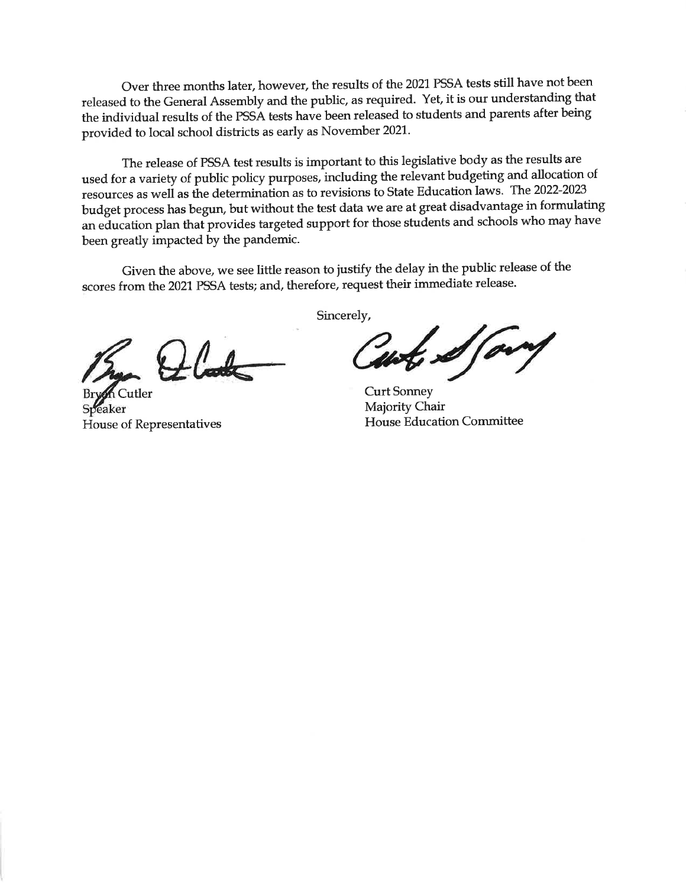Over three months later, however, the results of the 2021 PSSA tests still have not been released to the General Assembly and the public, as required. Yet, it is our understanding that the individual results of the PSSA tests have been released to students and parents after being provided to local school districts as early as November 2021.

The release of PSSA test results is important to this legislative body as the results are used for a variety of public policy purposes, including the relevant budgeting and allocation of resources as well as the determination as to revisions to State Education laws. The 2022-2023 budget process has begun, but without the test data we are at great disadvantage in formulating an education plan that provides targeted support for those students and schools who may have been greatly impacted by the pandemic.

Given the above, we see little reason to justify the delay in the public release of the scores from the 2021 PSSA tests; and, therefore, request their immediate release.

Sincerely,

Bryan Cutler
Speaker
House of Representatives

Curt Sonney
Majority Chair
House Education Committee